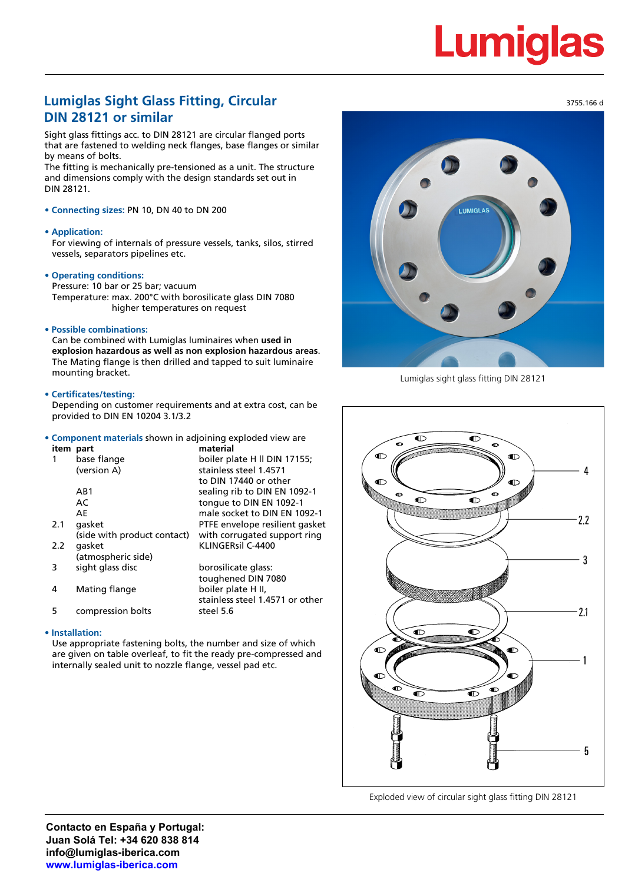# Lumiglas

3755.166 d

## Lumiglas Sight Glass Fitting, Circular DIN 28121 or similar

Sight glass fittings acc. to DIN 28121 are circular flanged ports that are fastened to welding neck flanges, base flanges or similar by means of bolts.
The fitting is mechanically pre-tensioned as a unit. The structure and dimensions comply with the design standards set out in DIN 28121.

- **Connecting sizes:** PN 10, DN 40 to DN 200

- **Application:**
  For viewing of internals of pressure vessels, tanks, silos, stirred vessels, separators pipelines etc.

- **Operating conditions:**
  Pressure: 10 bar or 25 bar; vacuum
  Temperature: max. 200°C with borosilicate glass DIN 7080
  higher temperatures on request

- **Possible combinations:**
  Can be combined with Lumiglas luminaires when **used in explosion hazardous as well as non explosion hazardous areas**. The Mating flange is then drilled and tapped to suit luminaire mounting bracket.

- **Certificates/testing:**
  Depending on customer requirements and at extra cost, can be provided to DIN EN 10204 3.1/3.2

- **Component materials** shown in adjoining exploded view are

| item | part | material |
|---|---|---|
| 1 | base flange (version A) | boiler plate H II DIN 17155; stainless steel 1.4571 to DIN 17440 or other |
| | AB1 | sealing rib to DIN EN 1092-1 |
| | AC | tongue to DIN EN 1092-1 |
| | AE | male socket to DIN EN 1092-1 |
| 2.1 | gasket (side with product contact) | PTFE envelope resilient gasket with corrugated support ring |
| 2.2 | gasket (atmospheric side) | KLINGERsil C-4400 |
| 3 | sight glass disc | borosilicate glass: toughened DIN 7080 |
| 4 | Mating flange | boiler plate H II, stainless steel 1.4571 or other |
| 5 | compression bolts | steel 5.6 |

- **Installation:**
  Use appropriate fastening bolts, the number and size of which are given on table overleaf, to fit the ready pre-compressed and internally sealed unit to nozzle flange, vessel pad etc.

Lumiglas sight glass fitting DIN 28121

Exploded view of circular sight glass fitting DIN 28121

**Contacto en España y Portugal:**
**Juan Solá Tel: +34 620 838 814**
**info@lumiglas-iberica.com**
**www.lumiglas-iberica.com**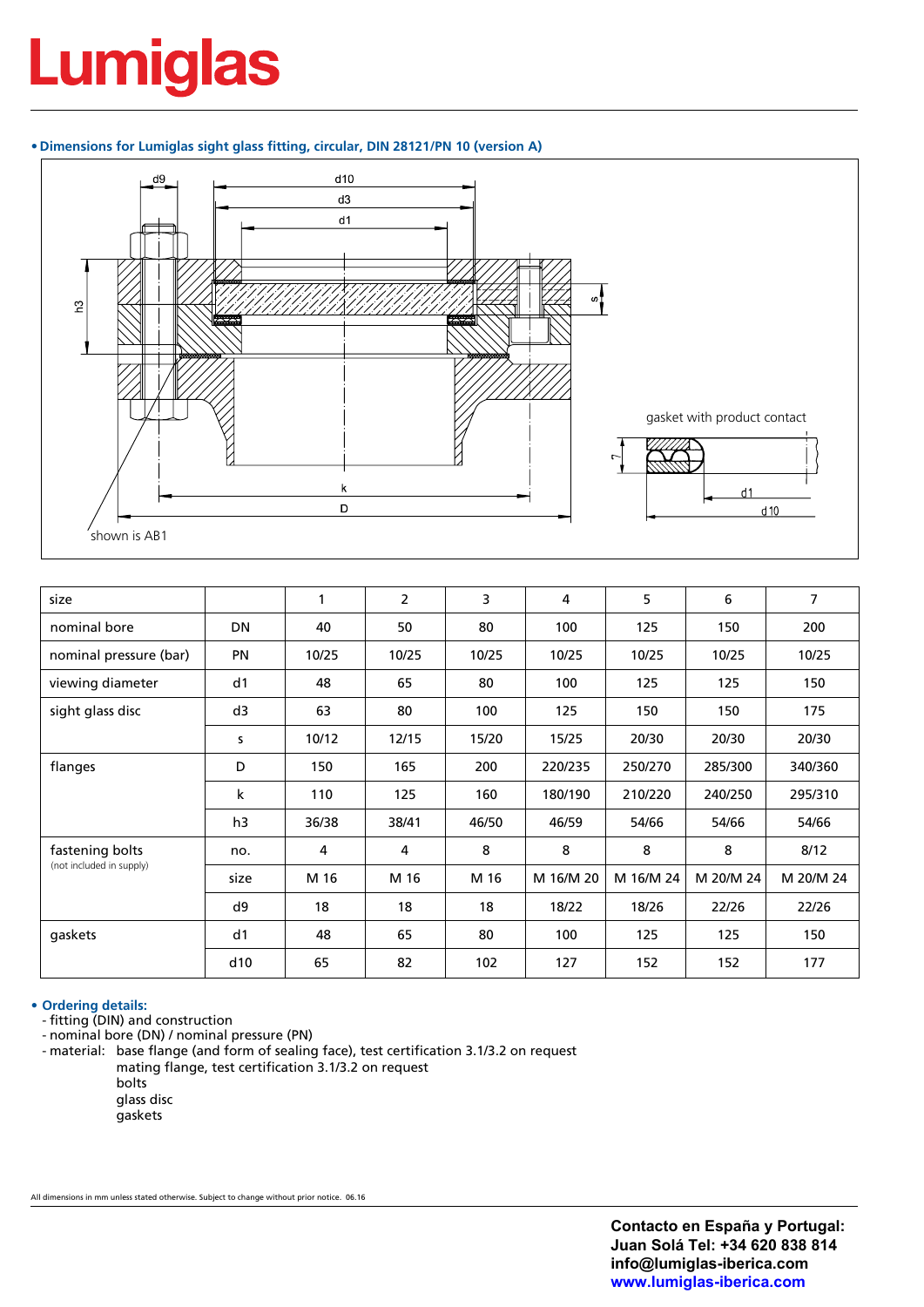# Lumiglas

**• Dimensions for Lumiglas sight glass fitting, circular, DIN 28121/PN 10 (version A)**

d9
d10
d3
d1
h3
s
k
D
shown is AB1

gasket with product contact
7
d1
d10

| size | | 1 | 2 | 3 | 4 | 5 | 6 | 7 |
|---|---|---|---|---|---|---|---|---|
| nominal bore | DN | 40 | 50 | 80 | 100 | 125 | 150 | 200 |
| nominal pressure (bar) | PN | 10/25 | 10/25 | 10/25 | 10/25 | 10/25 | 10/25 | 10/25 |
| viewing diameter | d1 | 48 | 65 | 80 | 100 | 125 | 125 | 150 |
| sight glass disc | d3 | 63 | 80 | 100 | 125 | 150 | 150 | 175 |
| | s | 10/12 | 12/15 | 15/20 | 15/25 | 20/30 | 20/30 | 20/30 |
| flanges | D | 150 | 165 | 200 | 220/235 | 250/270 | 285/300 | 340/360 |
| | k | 110 | 125 | 160 | 180/190 | 210/220 | 240/250 | 295/310 |
| | h3 | 36/38 | 38/41 | 46/50 | 46/59 | 54/66 | 54/66 | 54/66 |
| fastening bolts (not included in supply) | no. | 4 | 4 | 8 | 8 | 8 | 8 | 8/12 |
| | size | M 16 | M 16 | M 16 | M 16/M 20 | M 16/M 24 | M 20/M 24 | M 20/M 24 |
| | d9 | 18 | 18 | 18 | 18/22 | 18/26 | 22/26 | 22/26 |
| gaskets | d1 | 48 | 65 | 80 | 100 | 125 | 125 | 150 |
| | d10 | 65 | 82 | 102 | 127 | 152 | 152 | 177 |

**• Ordering details:**

- fitting (DIN) and construction
- nominal bore (DN) / nominal pressure (PN)
- material: base flange (and form of sealing face), test certification 3.1/3.2 on request
  mating flange, test certification 3.1/3.2 on request
  bolts
  glass disc
  gaskets

All dimensions in mm unless stated otherwise. Subject to change without prior notice. 06.16

**Contacto en España y Portugal:**
**Juan Solá Tel: +34 620 838 814**
**info@lumiglas-iberica.com**
**www.lumiglas-iberica.com**